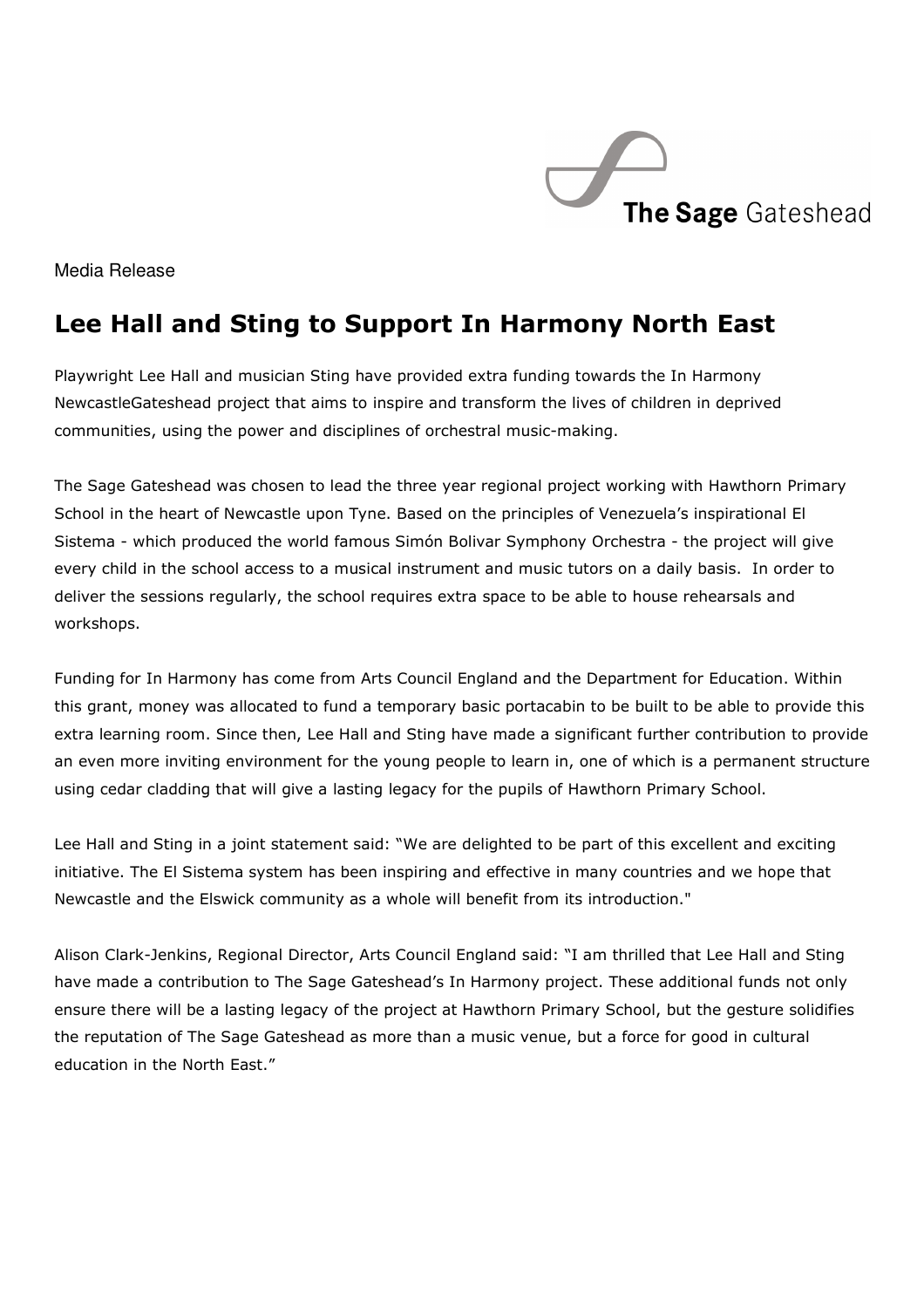The Sage Gateshead

Media Release

# Lee Hall and Sting to Support In Harmony North East

Playwright Lee Hall and musician Sting have provided extra funding towards the In Harmony NewcastleGateshead project that aims to inspire and transform the lives of children in deprived communities, using the power and disciplines of orchestral music-making.

The Sage Gateshead was chosen to lead the three year regional project working with Hawthorn Primary School in the heart of Newcastle upon Tyne. Based on the principles of Venezuela's inspirational El Sistema - which produced the world famous Simón Bolivar Symphony Orchestra - the project will give every child in the school access to a musical instrument and music tutors on a daily basis. In order to deliver the sessions regularly, the school requires extra space to be able to house rehearsals and workshops.

Funding for In Harmony has come from Arts Council England and the Department for Education. Within this grant, money was allocated to fund a temporary basic portacabin to be built to be able to provide this extra learning room. Since then, Lee Hall and Sting have made a significant further contribution to provide an even more inviting environment for the young people to learn in, one of which is a permanent structure using cedar cladding that will give a lasting legacy for the pupils of Hawthorn Primary School.

Lee Hall and Sting in a joint statement said: "We are delighted to be part of this excellent and exciting initiative. The El Sistema system has been inspiring and effective in many countries and we hope that Newcastle and the Elswick community as a whole will benefit from its introduction."

Alison Clark-Jenkins, Regional Director, Arts Council England said: "I am thrilled that Lee Hall and Sting have made a contribution to The Sage Gateshead's In Harmony project. These additional funds not only ensure there will be a lasting legacy of the project at Hawthorn Primary School, but the gesture solidifies the reputation of The Sage Gateshead as more than a music venue, but a force for good in cultural education in the North East."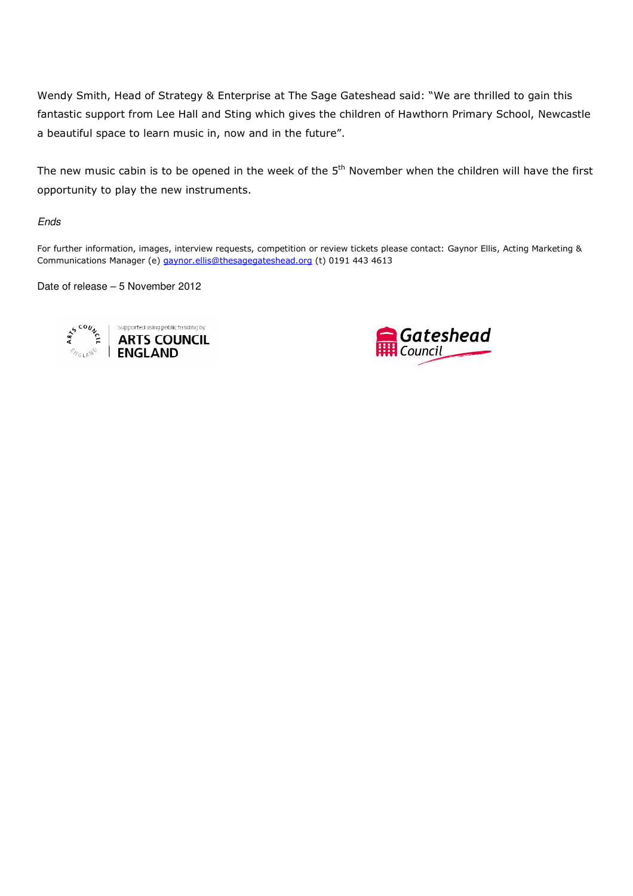Wendy Smith, Head of Strategy & Enterprise at The Sage Gateshead said: "We are thrilled to gain this fantastic support from Lee Hall and Sting which gives the children of Hawthorn Primary School, Newcastle a beautiful space to learn music in, now and in the future".

The new music cabin is to be opened in the week of the 5th November when the children will have the first opportunity to play the new instruments.

*Ends*

For further information, images, interview requests, competition or review tickets please contact: Gaynor Ellis, Acting Marketing & Communications Manager (e) gaynor.ellis@thesagegateshead.org (t) 0191 443 4613

Date of release – 5 November 2012

Supported using public funding by ARTS COUNCIL ENGLAND

Gateshead Council